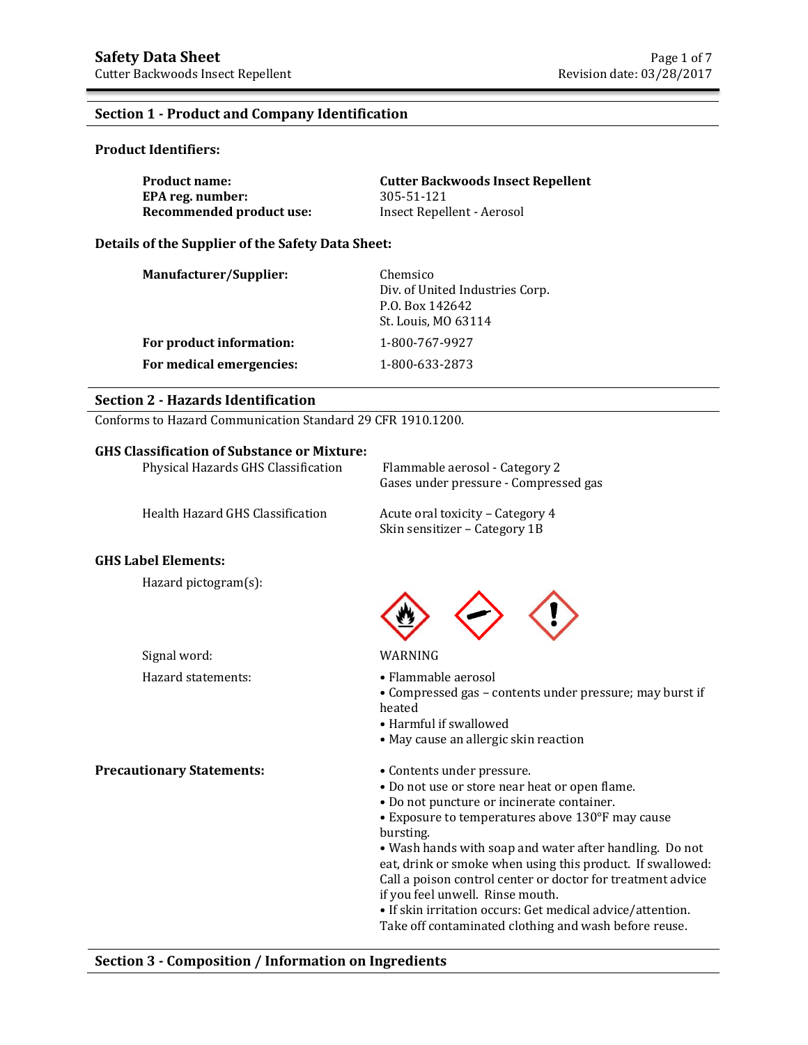## Section 1 - Product and Company Identification

### Product Identifiers:

**Product name:** **Cutter Backwoods Insect Repellent**
**EPA reg. number:** 305-51-121
**Recommended product use:** Insect Repellent - Aerosol

### Details of the Supplier of the Safety Data Sheet:

**Manufacturer/Supplier:**
Chemsico
Div. of United Industries Corp.
P.O. Box 142642
St. Louis, MO 63114

**For product information:** 1-800-767-9927

**For medical emergencies:** 1-800-633-2873

## Section 2 - Hazards Identification

Conforms to Hazard Communication Standard 29 CFR 1910.1200.

### GHS Classification of Substance or Mixture:

Physical Hazards GHS Classification
Flammable aerosol - Category 2
Gases under pressure - Compressed gas

Health Hazard GHS Classification
Acute oral toxicity – Category 4
Skin sensitizer – Category 1B

### GHS Label Elements:

Hazard pictogram(s):

Signal word: WARNING

Hazard statements:

- Flammable aerosol
- Compressed gas – contents under pressure; may burst if heated
- Harmful if swallowed
- May cause an allergic skin reaction

**Precautionary Statements:**

- Contents under pressure.
- Do not use or store near heat or open flame.
- Do not puncture or incinerate container.
- Exposure to temperatures above 130°F may cause bursting.
- Wash hands with soap and water after handling. Do not eat, drink or smoke when using this product. If swallowed: Call a poison control center or doctor for treatment advice if you feel unwell. Rinse mouth.
- If skin irritation occurs: Get medical advice/attention. Take off contaminated clothing and wash before reuse.

## Section 3 - Composition / Information on Ingredients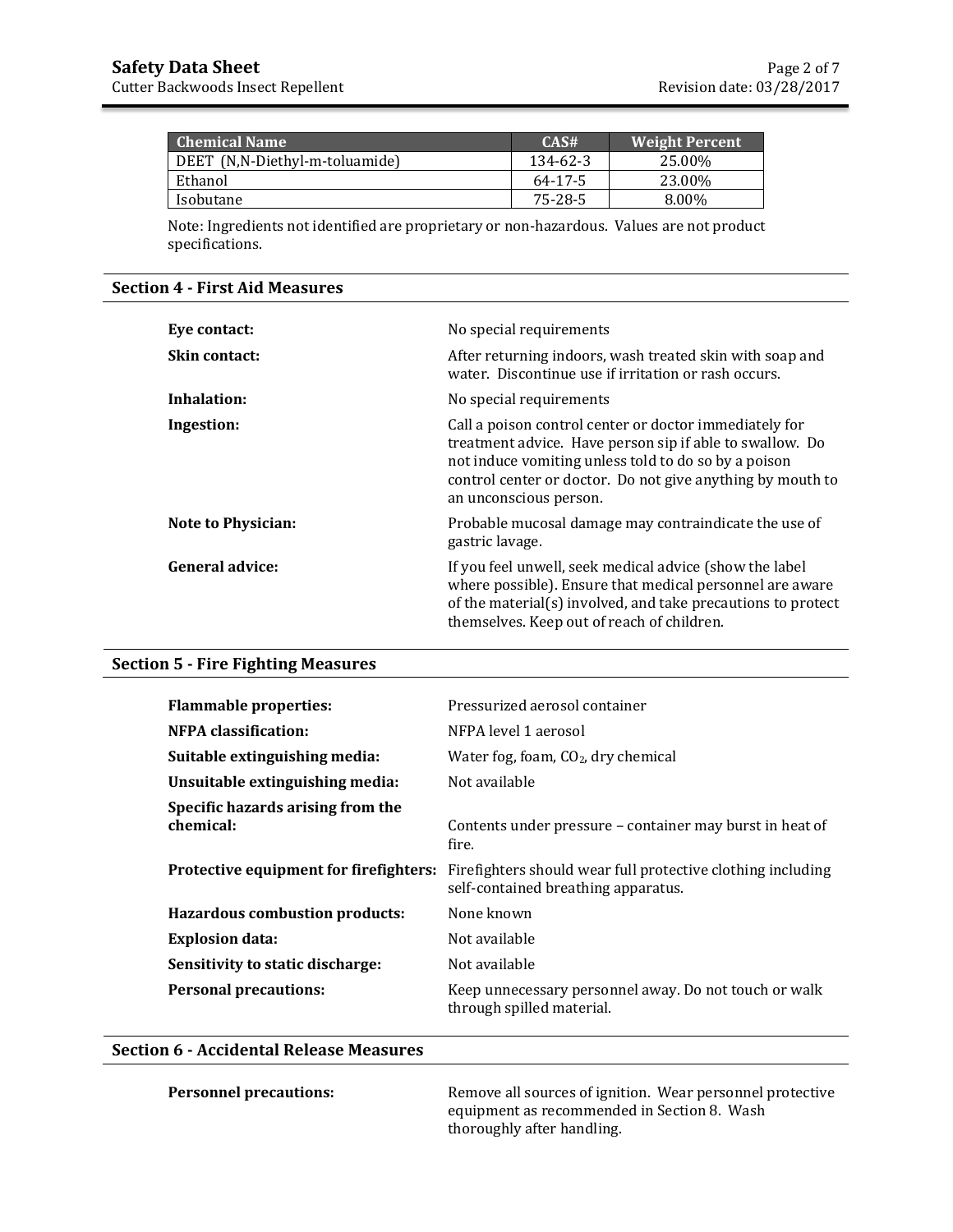| Chemical Name | CAS# | Weight Percent |
|---|---|---|
| DEET (N,N-Diethyl-m-toluamide) | 134-62-3 | 25.00% |
| Ethanol | 64-17-5 | 23.00% |
| Isobutane | 75-28-5 | 8.00% |

Note: Ingredients not identified are proprietary or non-hazardous. Values are not product specifications.

## Section 4 - First Aid Measures

**Eye contact:** No special requirements

**Skin contact:** After returning indoors, wash treated skin with soap and water. Discontinue use if irritation or rash occurs.

**Inhalation:** No special requirements

**Ingestion:** Call a poison control center or doctor immediately for treatment advice. Have person sip if able to swallow. Do not induce vomiting unless told to do so by a poison control center or doctor. Do not give anything by mouth to an unconscious person.

**Note to Physician:** Probable mucosal damage may contraindicate the use of gastric lavage.

**General advice:** If you feel unwell, seek medical advice (show the label where possible). Ensure that medical personnel are aware of the material(s) involved, and take precautions to protect themselves. Keep out of reach of children.

## Section 5 - Fire Fighting Measures

**Flammable properties:** Pressurized aerosol container

**NFPA classification:** NFPA level 1 aerosol

**Suitable extinguishing media:** Water fog, foam, $CO_2$, dry chemical

**Unsuitable extinguishing media:** Not available

**Specific hazards arising from the chemical:** Contents under pressure – container may burst in heat of fire.

**Protective equipment for firefighters:** Firefighters should wear full protective clothing including self-contained breathing apparatus.

**Hazardous combustion products:** None known

**Explosion data:** Not available

**Sensitivity to static discharge:** Not available

**Personal precautions:** Keep unnecessary personnel away. Do not touch or walk through spilled material.

## Section 6 - Accidental Release Measures

**Personnel precautions:** Remove all sources of ignition. Wear personnel protective equipment as recommended in Section 8. Wash thoroughly after handling.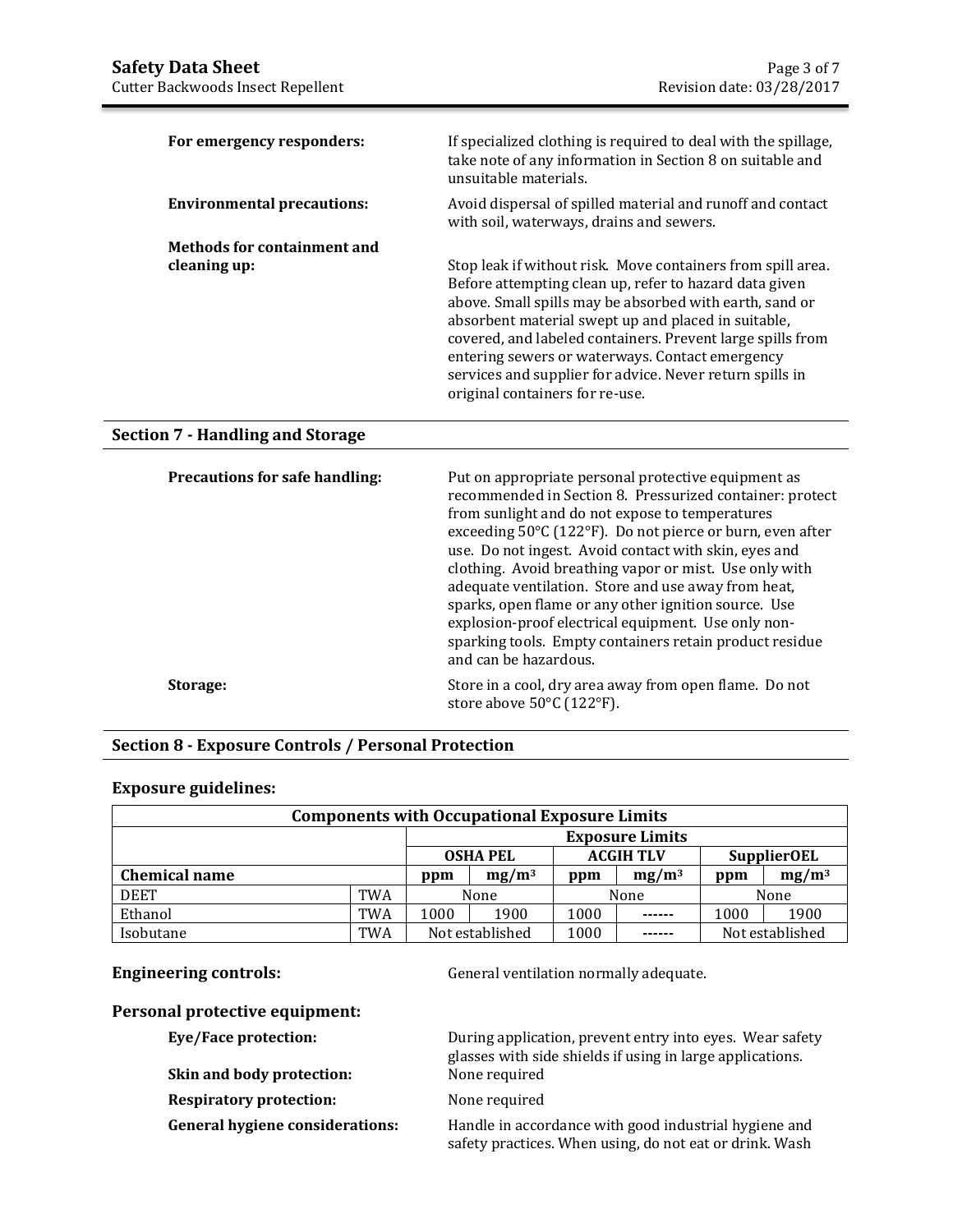**For emergency responders:** If specialized clothing is required to deal with the spillage, take note of any information in Section 8 on suitable and unsuitable materials.

**Environmental precautions:** Avoid dispersal of spilled material and runoff and contact with soil, waterways, drains and sewers.

**Methods for containment and cleaning up:** Stop leak if without risk. Move containers from spill area. Before attempting clean up, refer to hazard data given above. Small spills may be absorbed with earth, sand or absorbent material swept up and placed in suitable, covered, and labeled containers. Prevent large spills from entering sewers or waterways. Contact emergency services and supplier for advice. Never return spills in original containers for re-use.

## Section 7 - Handling and Storage

**Precautions for safe handling:** Put on appropriate personal protective equipment as recommended in Section 8. Pressurized container: protect from sunlight and do not expose to temperatures exceeding 50°C (122°F). Do not pierce or burn, even after use. Do not ingest. Avoid contact with skin, eyes and clothing. Avoid breathing vapor or mist. Use only with adequate ventilation. Store and use away from heat, sparks, open flame or any other ignition source. Use explosion-proof electrical equipment. Use only non-sparking tools. Empty containers retain product residue and can be hazardous.

**Storage:** Store in a cool, dry area away from open flame. Do not store above 50°C (122°F).

## Section 8 - Exposure Controls / Personal Protection

### Exposure guidelines:

| Components with Occupational Exposure Limits | | | | | | | |
|---|---|---|---|---|---|---|---|
| | | Exposure Limits | | | | | |
| | | OSHA PEL | | ACGIH TLV | | SupplierOEL | |
| **Chemical name** | | ppm | $mg/m^3$ | ppm | $mg/m^3$ | ppm | $mg/m^3$ |
| DEET | TWA | None | | None | | None | |
| Ethanol | TWA | 1000 | 1900 | 1000 | ------ | 1000 | 1900 |
| Isobutane | TWA | Not established | | 1000 | ------ | Not established | |

**Engineering controls:** General ventilation normally adequate.

### Personal protective equipment:

**Eye/Face protection:** During application, prevent entry into eyes. Wear safety glasses with side shields if using in large applications.

**Skin and body protection:** None required

**Respiratory protection:** None required

**General hygiene considerations:** Handle in accordance with good industrial hygiene and safety practices. When using, do not eat or drink. Wash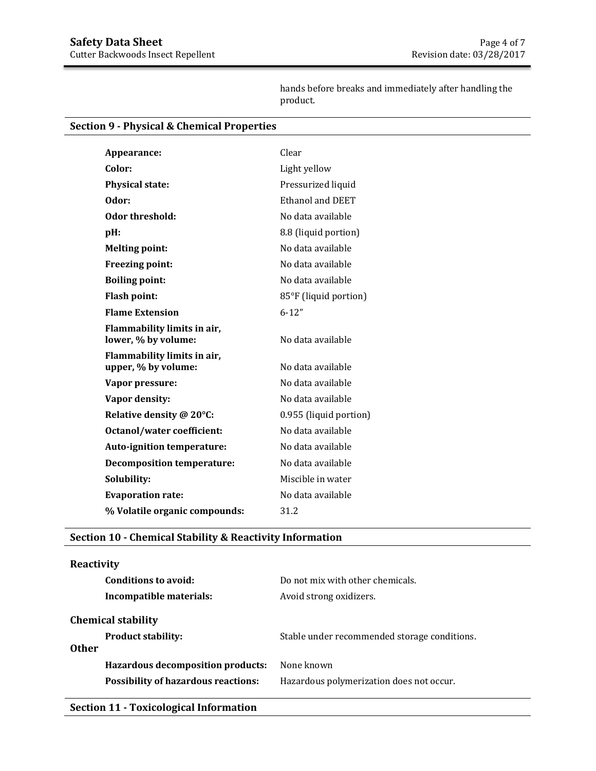hands before breaks and immediately after handling the product.

## Section 9 - Physical & Chemical Properties

| | |
|---|---|
| **Appearance:** | Clear |
| **Color:** | Light yellow |
| **Physical state:** | Pressurized liquid |
| **Odor:** | Ethanol and DEET |
| **Odor threshold:** | No data available |
| **pH:** | 8.8 (liquid portion) |
| **Melting point:** | No data available |
| **Freezing point:** | No data available |
| **Boiling point:** | No data available |
| **Flash point:** | 85°F (liquid portion) |
| **Flame Extension** | 6-12" |
| **Flammability limits in air, lower, % by volume:** | No data available |
| **Flammability limits in air, upper, % by volume:** | No data available |
| **Vapor pressure:** | No data available |
| **Vapor density:** | No data available |
| **Relative density @ 20°C:** | 0.955 (liquid portion) |
| **Octanol/water coefficient:** | No data available |
| **Auto-ignition temperature:** | No data available |
| **Decomposition temperature:** | No data available |
| **Solubility:** | Miscible in water |
| **Evaporation rate:** | No data available |
| **% Volatile organic compounds:** | 31.2 |

## Section 10 - Chemical Stability & Reactivity Information

### Reactivity

| | |
|---|---|
| **Conditions to avoid:** | Do not mix with other chemicals. |
| **Incompatible materials:** | Avoid strong oxidizers. |

### Chemical stability

| | |
|---|---|
| **Product stability:** | Stable under recommended storage conditions. |

### Other

| | |
|---|---|
| **Hazardous decomposition products:** | None known |
| **Possibility of hazardous reactions:** | Hazardous polymerization does not occur. |

## Section 11 - Toxicological Information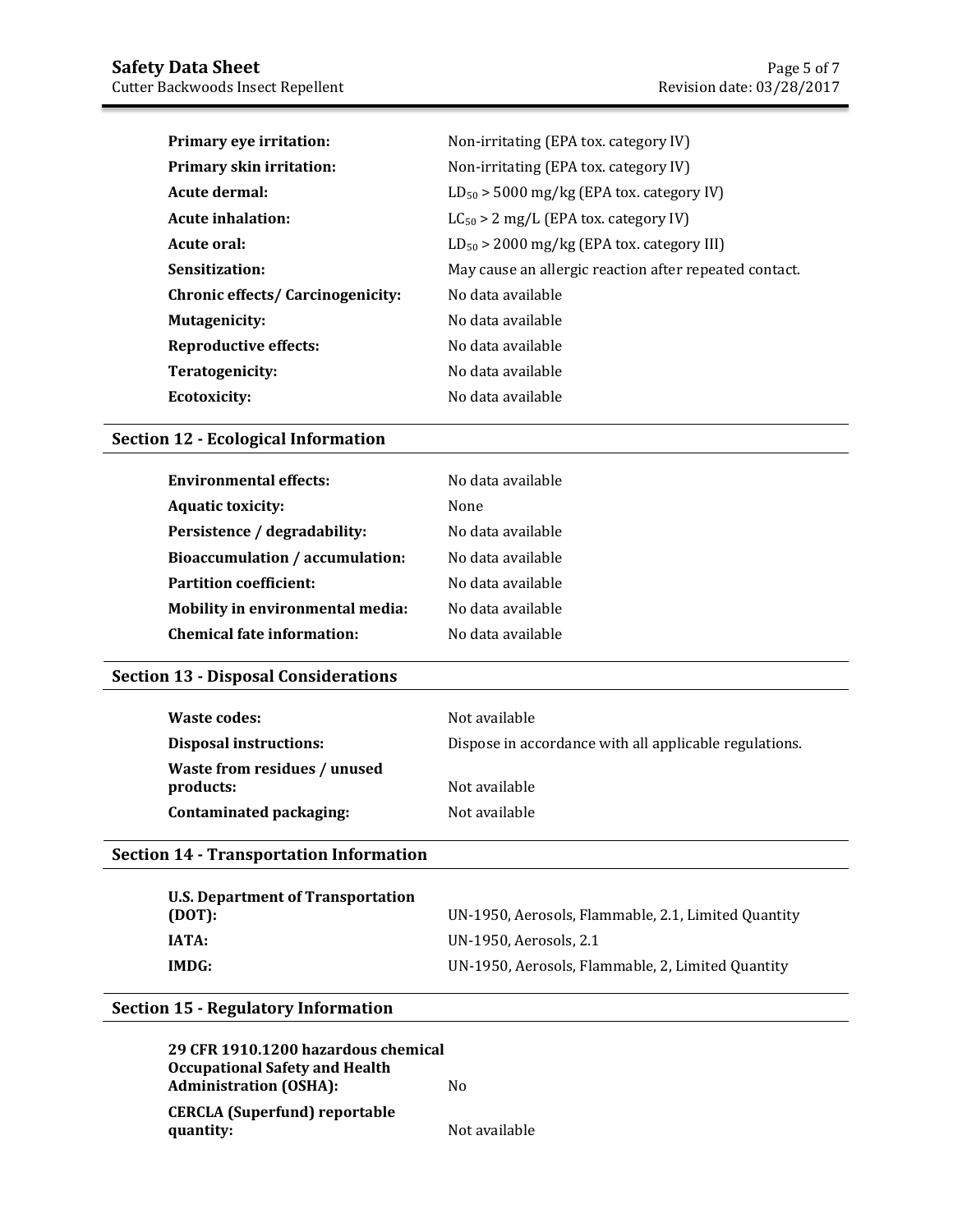| | |
|---|---|
| **Primary eye irritation:** | Non-irritating (EPA tox. category IV) |
| **Primary skin irritation:** | Non-irritating (EPA tox. category IV) |
| **Acute dermal:** | $LD_{50}$ > 5000 mg/kg (EPA tox. category IV) |
| **Acute inhalation:** | $LC_{50}$ > 2 mg/L (EPA tox. category IV) |
| **Acute oral:** | $LD_{50}$ > 2000 mg/kg (EPA tox. category III) |
| **Sensitization:** | May cause an allergic reaction after repeated contact. |
| **Chronic effects/ Carcinogenicity:** | No data available |
| **Mutagenicity:** | No data available |
| **Reproductive effects:** | No data available |
| **Teratogenicity:** | No data available |
| **Ecotoxicity:** | No data available |

## Section 12 - Ecological Information

| | |
|---|---|
| **Environmental effects:** | No data available |
| **Aquatic toxicity:** | None |
| **Persistence / degradability:** | No data available |
| **Bioaccumulation / accumulation:** | No data available |
| **Partition coefficient:** | No data available |
| **Mobility in environmental media:** | No data available |
| **Chemical fate information:** | No data available |

## Section 13 - Disposal Considerations

| | |
|---|---|
| **Waste codes:** | Not available |
| **Disposal instructions:** | Dispose in accordance with all applicable regulations. |
| **Waste from residues / unused products:** | Not available |
| **Contaminated packaging:** | Not available |

## Section 14 - Transportation Information

| | |
|---|---|
| **U.S. Department of Transportation (DOT):** | UN-1950, Aerosols, Flammable, 2.1, Limited Quantity |
| **IATA:** | UN-1950, Aerosols, 2.1 |
| **IMDG:** | UN-1950, Aerosols, Flammable, 2, Limited Quantity |

## Section 15 - Regulatory Information

| | |
|---|---|
| **29 CFR 1910.1200 hazardous chemical Occupational Safety and Health Administration (OSHA):** | No |
| **CERCLA (Superfund) reportable quantity:** | Not available |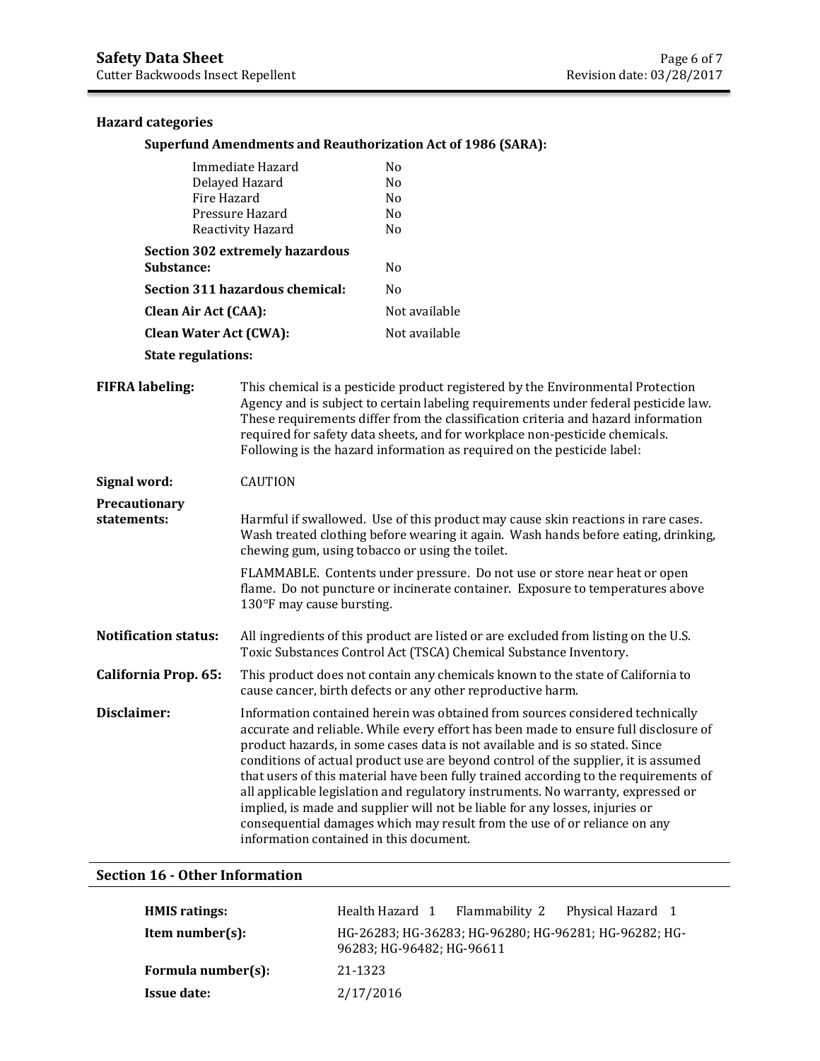### Hazard categories

**Superfund Amendments and Reauthorization Act of 1986 (SARA):**

| | |
|---|---|
| Immediate Hazard | No |
| Delayed Hazard | No |
| Fire Hazard | No |
| Pressure Hazard | No |
| Reactivity Hazard | No |

**Section 302 extremely hazardous Substance:** No

**Section 311 hazardous chemical:** No

**Clean Air Act (CAA):** Not available

**Clean Water Act (CWA):** Not available

**State regulations:**

**FIFRA labeling:** This chemical is a pesticide product registered by the Environmental Protection Agency and is subject to certain labeling requirements under federal pesticide law. These requirements differ from the classification criteria and hazard information required for safety data sheets, and for workplace non-pesticide chemicals. Following is the hazard information as required on the pesticide label:

**Signal word:** CAUTION

**Precautionary statements:** Harmful if swallowed. Use of this product may cause skin reactions in rare cases. Wash treated clothing before wearing it again. Wash hands before eating, drinking, chewing gum, using tobacco or using the toilet.

FLAMMABLE. Contents under pressure. Do not use or store near heat or open flame. Do not puncture or incinerate container. Exposure to temperatures above 130°F may cause bursting.

**Notification status:** All ingredients of this product are listed or are excluded from listing on the U.S. Toxic Substances Control Act (TSCA) Chemical Substance Inventory.

**California Prop. 65:** This product does not contain any chemicals known to the state of California to cause cancer, birth defects or any other reproductive harm.

**Disclaimer:** Information contained herein was obtained from sources considered technically accurate and reliable. While every effort has been made to ensure full disclosure of product hazards, in some cases data is not available and is so stated. Since conditions of actual product use are beyond control of the supplier, it is assumed that users of this material have been fully trained according to the requirements of all applicable legislation and regulatory instruments. No warranty, expressed or implied, is made and supplier will not be liable for any losses, injuries or consequential damages which may result from the use of or reliance on any information contained in this document.

## Section 16 - Other Information

**HMIS ratings:** Health Hazard 1 Flammability 2 Physical Hazard 1

**Item number(s):** HG-26283; HG-36283; HG-96280; HG-96281; HG-96282; HG-96283; HG-96482; HG-96611

**Formula number(s):** 21-1323

**Issue date:** 2/17/2016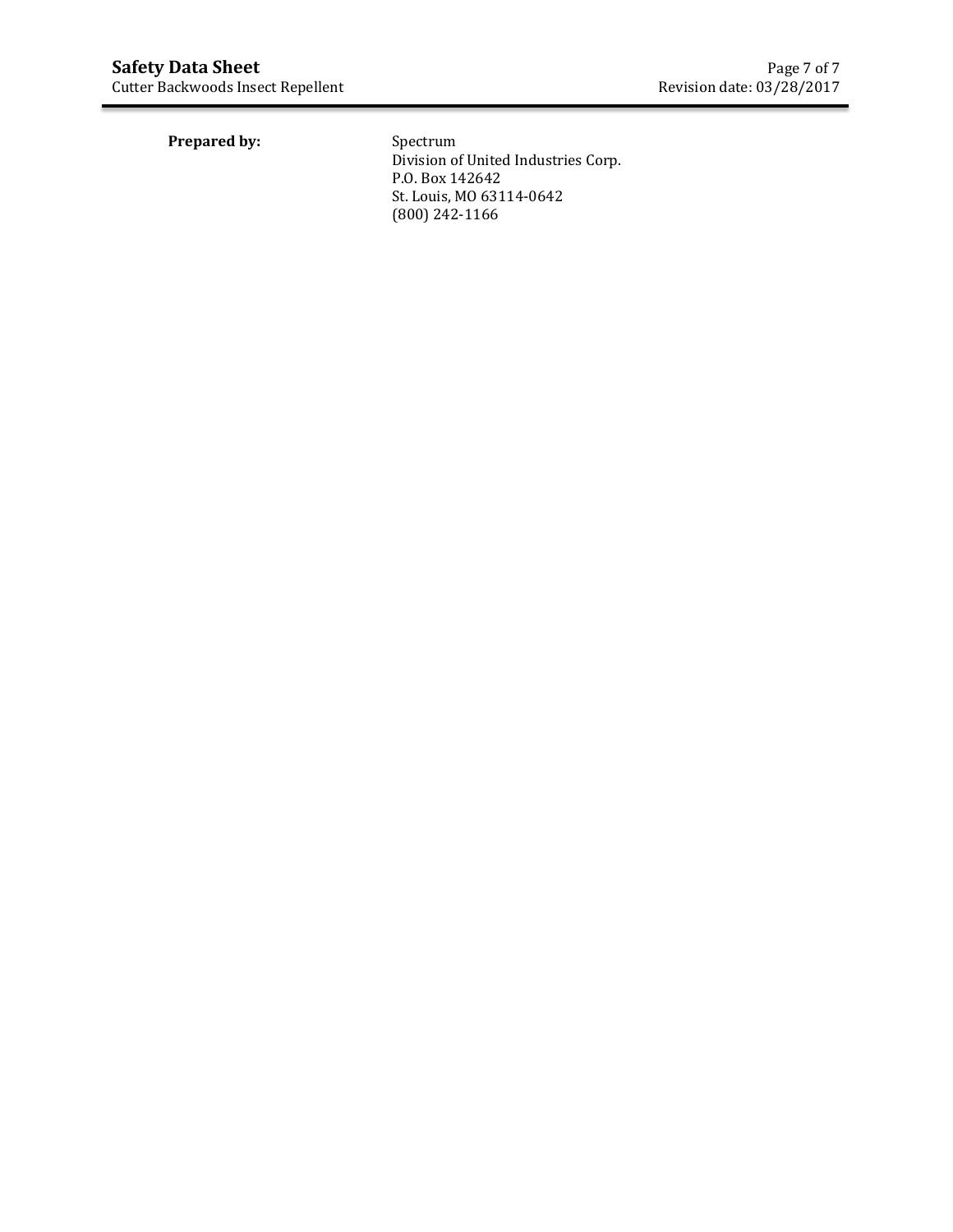**Prepared by:**

Spectrum
Division of United Industries Corp.
P.O. Box 142642
St. Louis, MO 63114-0642
(800) 242-1166